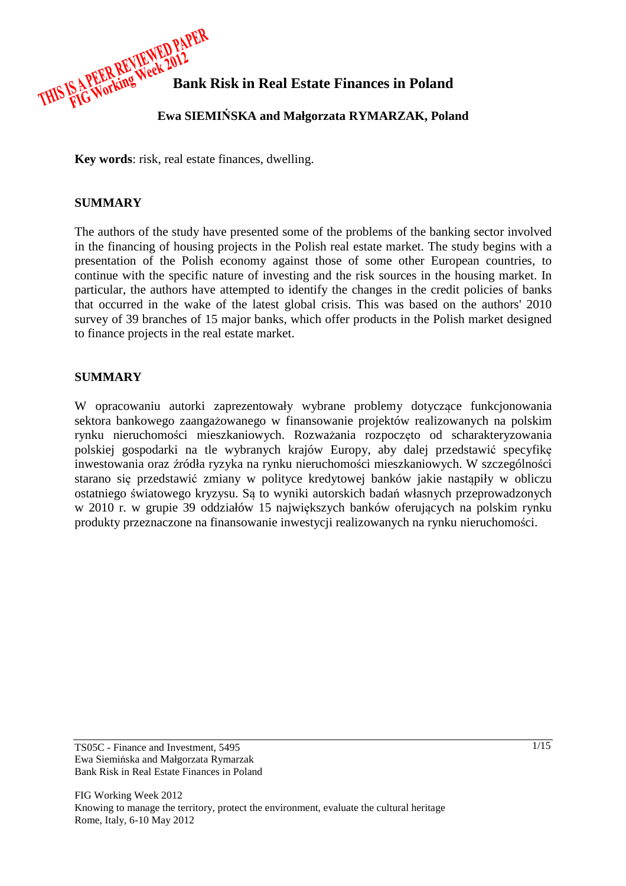THIS IS A PEER REVIEWED PAPER
FIG Working Week 2012

# Bank Risk in Real Estate Finances in Poland

**Ewa SIEMIŃSKA and Małgorzata RYMARZAK, Poland**

**Key words**: risk, real estate finances, dwelling.

## SUMMARY

The authors of the study have presented some of the problems of the banking sector involved in the financing of housing projects in the Polish real estate market. The study begins with a presentation of the Polish economy against those of some other European countries, to continue with the specific nature of investing and the risk sources in the housing market. In particular, the authors have attempted to identify the changes in the credit policies of banks that occurred in the wake of the latest global crisis. This was based on the authors' 2010 survey of 39 branches of 15 major banks, which offer products in the Polish market designed to finance projects in the real estate market.

## SUMMARY

W opracowaniu autorki zaprezentowały wybrane problemy dotyczące funkcjonowania sektora bankowego zaangażowanego w finansowanie projektów realizowanych na polskim rynku nieruchomości mieszkaniowych. Rozważania rozpoczęto od scharakteryzowania polskiej gospodarki na tle wybranych krajów Europy, aby dalej przedstawić specyfikę inwestowania oraz źródła ryzyka na rynku nieruchomości mieszkaniowych. W szczególności starano się przedstawić zmiany w polityce kredytowej banków jakie nastąpiły w obliczu ostatniego światowego kryzysu. Są to wyniki autorskich badań własnych przeprowadzonych w 2010 r. w grupie 39 oddziałów 15 największych banków oferujących na polskim rynku produkty przeznaczone na finansowanie inwestycji realizowanych na rynku nieruchomości.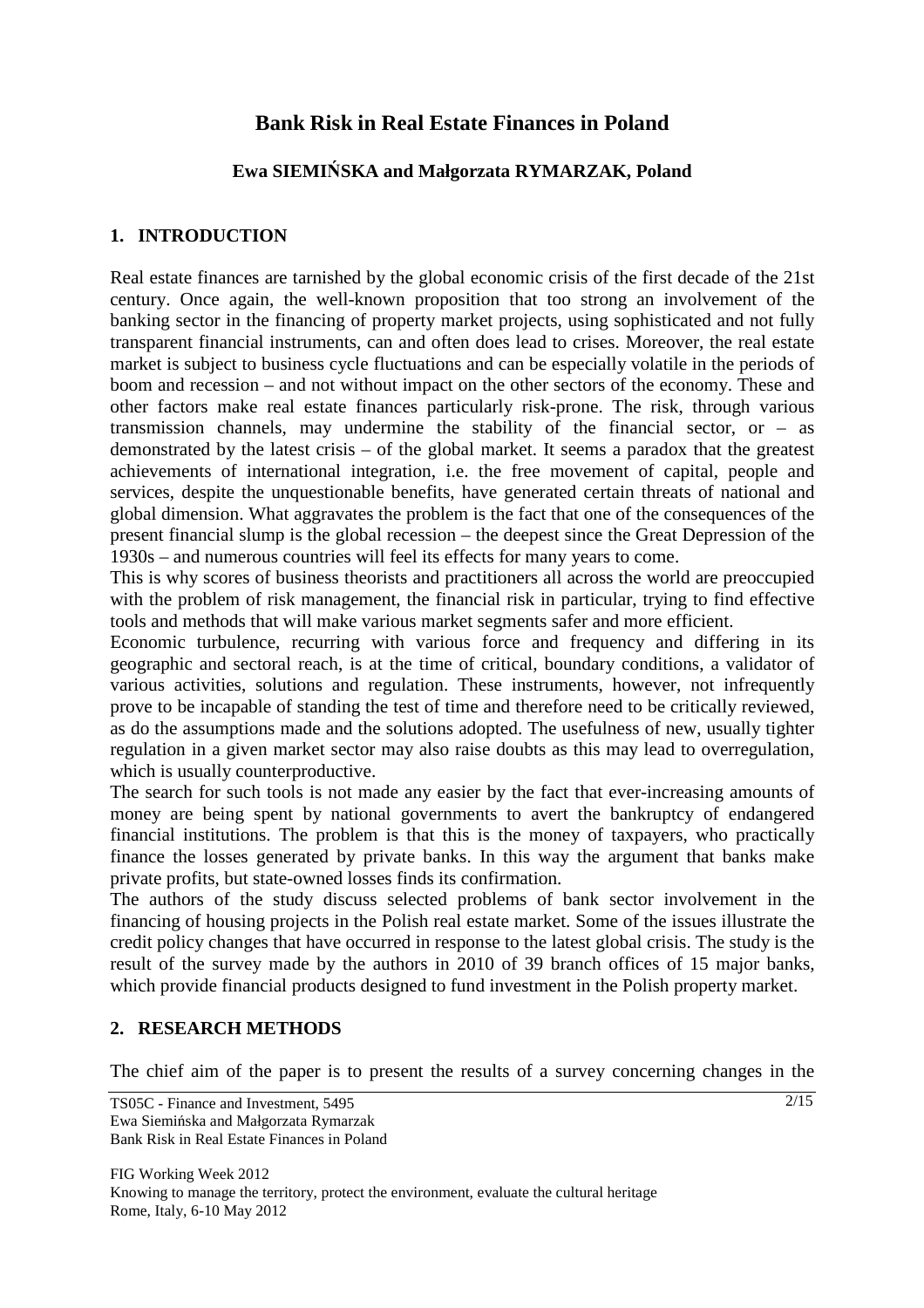# Bank Risk in Real Estate Finances in Poland

**Ewa SIEMIŃSKA and Małgorzata RYMARZAK, Poland**

## 1. INTRODUCTION

Real estate finances are tarnished by the global economic crisis of the first decade of the 21st century. Once again, the well-known proposition that too strong an involvement of the banking sector in the financing of property market projects, using sophisticated and not fully transparent financial instruments, can and often does lead to crises. Moreover, the real estate market is subject to business cycle fluctuations and can be especially volatile in the periods of boom and recession – and not without impact on the other sectors of the economy. These and other factors make real estate finances particularly risk-prone. The risk, through various transmission channels, may undermine the stability of the financial sector, or – as demonstrated by the latest crisis – of the global market. It seems a paradox that the greatest achievements of international integration, i.e. the free movement of capital, people and services, despite the unquestionable benefits, have generated certain threats of national and global dimension. What aggravates the problem is the fact that one of the consequences of the present financial slump is the global recession – the deepest since the Great Depression of the 1930s – and numerous countries will feel its effects for many years to come.

This is why scores of business theorists and practitioners all across the world are preoccupied with the problem of risk management, the financial risk in particular, trying to find effective tools and methods that will make various market segments safer and more efficient.

Economic turbulence, recurring with various force and frequency and differing in its geographic and sectoral reach, is at the time of critical, boundary conditions, a validator of various activities, solutions and regulation. These instruments, however, not infrequently prove to be incapable of standing the test of time and therefore need to be critically reviewed, as do the assumptions made and the solutions adopted. The usefulness of new, usually tighter regulation in a given market sector may also raise doubts as this may lead to overregulation, which is usually counterproductive.

The search for such tools is not made any easier by the fact that ever-increasing amounts of money are being spent by national governments to avert the bankruptcy of endangered financial institutions. The problem is that this is the money of taxpayers, who practically finance the losses generated by private banks. In this way the argument that banks make private profits, but state-owned losses finds its confirmation.

The authors of the study discuss selected problems of bank sector involvement in the financing of housing projects in the Polish real estate market. Some of the issues illustrate the credit policy changes that have occurred in response to the latest global crisis. The study is the result of the survey made by the authors in 2010 of 39 branch offices of 15 major banks, which provide financial products designed to fund investment in the Polish property market.

## 2. RESEARCH METHODS

The chief aim of the paper is to present the results of a survey concerning changes in the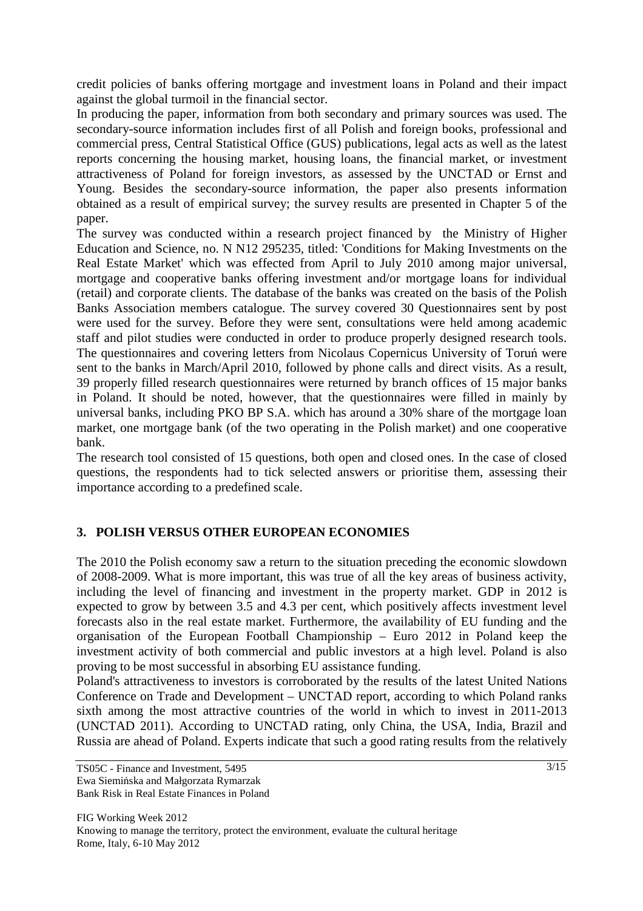credit policies of banks offering mortgage and investment loans in Poland and their impact against the global turmoil in the financial sector.

In producing the paper, information from both secondary and primary sources was used. The secondary-source information includes first of all Polish and foreign books, professional and commercial press, Central Statistical Office (GUS) publications, legal acts as well as the latest reports concerning the housing market, housing loans, the financial market, or investment attractiveness of Poland for foreign investors, as assessed by the UNCTAD or Ernst and Young. Besides the secondary-source information, the paper also presents information obtained as a result of empirical survey; the survey results are presented in Chapter 5 of the paper.

The survey was conducted within a research project financed by the Ministry of Higher Education and Science, no. N N12 295235, titled: 'Conditions for Making Investments on the Real Estate Market' which was effected from April to July 2010 among major universal, mortgage and cooperative banks offering investment and/or mortgage loans for individual (retail) and corporate clients. The database of the banks was created on the basis of the Polish Banks Association members catalogue. The survey covered 30 Questionnaires sent by post were used for the survey. Before they were sent, consultations were held among academic staff and pilot studies were conducted in order to produce properly designed research tools. The questionnaires and covering letters from Nicolaus Copernicus University of Toruń were sent to the banks in March/April 2010, followed by phone calls and direct visits. As a result, 39 properly filled research questionnaires were returned by branch offices of 15 major banks in Poland. It should be noted, however, that the questionnaires were filled in mainly by universal banks, including PKO BP S.A. which has around a 30% share of the mortgage loan market, one mortgage bank (of the two operating in the Polish market) and one cooperative bank.

The research tool consisted of 15 questions, both open and closed ones. In the case of closed questions, the respondents had to tick selected answers or prioritise them, assessing their importance according to a predefined scale.

## 3. POLISH VERSUS OTHER EUROPEAN ECONOMIES

The 2010 the Polish economy saw a return to the situation preceding the economic slowdown of 2008-2009. What is more important, this was true of all the key areas of business activity, including the level of financing and investment in the property market. GDP in 2012 is expected to grow by between 3.5 and 4.3 per cent, which positively affects investment level forecasts also in the real estate market. Furthermore, the availability of EU funding and the organisation of the European Football Championship – Euro 2012 in Poland keep the investment activity of both commercial and public investors at a high level. Poland is also proving to be most successful in absorbing EU assistance funding.

Poland's attractiveness to investors is corroborated by the results of the latest United Nations Conference on Trade and Development – UNCTAD report, according to which Poland ranks sixth among the most attractive countries of the world in which to invest in 2011-2013 (UNCTAD 2011). According to UNCTAD rating, only China, the USA, India, Brazil and Russia are ahead of Poland. Experts indicate that such a good rating results from the relatively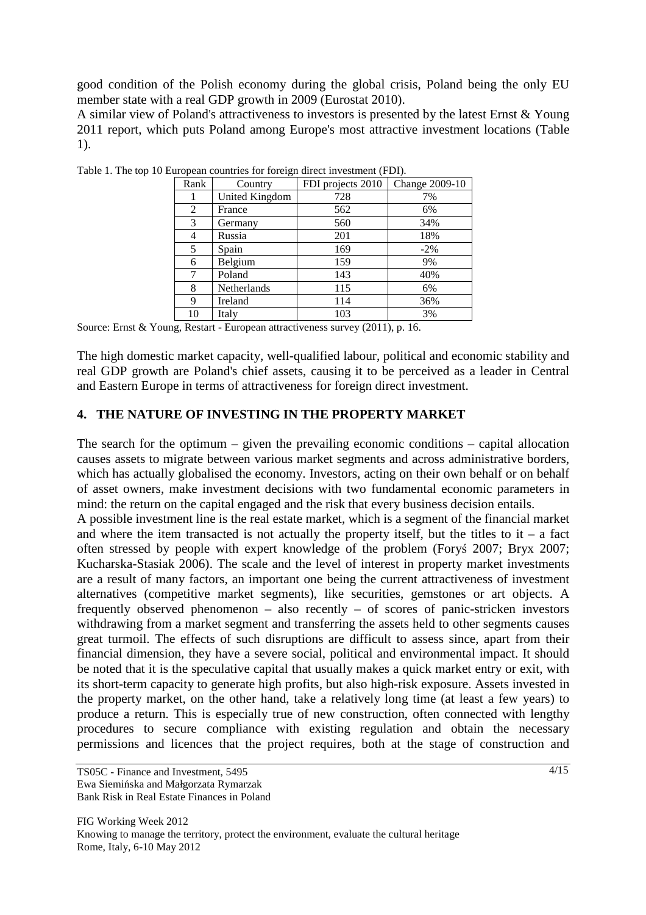good condition of the Polish economy during the global crisis, Poland being the only EU member state with a real GDP growth in 2009 (Eurostat 2010).

A similar view of Poland's attractiveness to investors is presented by the latest Ernst & Young 2011 report, which puts Poland among Europe's most attractive investment locations (Table 1).

Table 1. The top 10 European countries for foreign direct investment (FDI).

| Rank | Country | FDI projects 2010 | Change 2009-10 |
|---|---|---|---|
| 1 | United Kingdom | 728 | 7% |
| 2 | France | 562 | 6% |
| 3 | Germany | 560 | 34% |
| 4 | Russia | 201 | 18% |
| 5 | Spain | 169 | -2% |
| 6 | Belgium | 159 | 9% |
| 7 | Poland | 143 | 40% |
| 8 | Netherlands | 115 | 6% |
| 9 | Ireland | 114 | 36% |
| 10 | Italy | 103 | 3% |

Source: Ernst & Young, Restart - European attractiveness survey (2011), p. 16.

The high domestic market capacity, well-qualified labour, political and economic stability and real GDP growth are Poland's chief assets, causing it to be perceived as a leader in Central and Eastern Europe in terms of attractiveness for foreign direct investment.

## 4. THE NATURE OF INVESTING IN THE PROPERTY MARKET

The search for the optimum – given the prevailing economic conditions – capital allocation causes assets to migrate between various market segments and across administrative borders, which has actually globalised the economy. Investors, acting on their own behalf or on behalf of asset owners, make investment decisions with two fundamental economic parameters in mind: the return on the capital engaged and the risk that every business decision entails.

A possible investment line is the real estate market, which is a segment of the financial market and where the item transacted is not actually the property itself, but the titles to it – a fact often stressed by people with expert knowledge of the problem (Foryś 2007; Bryx 2007; Kucharska-Stasiak 2006). The scale and the level of interest in property market investments are a result of many factors, an important one being the current attractiveness of investment alternatives (competitive market segments), like securities, gemstones or art objects. A frequently observed phenomenon – also recently – of scores of panic-stricken investors withdrawing from a market segment and transferring the assets held to other segments causes great turmoil. The effects of such disruptions are difficult to assess since, apart from their financial dimension, they have a severe social, political and environmental impact. It should be noted that it is the speculative capital that usually makes a quick market entry or exit, with its short-term capacity to generate high profits, but also high-risk exposure. Assets invested in the property market, on the other hand, take a relatively long time (at least a few years) to produce a return. This is especially true of new construction, often connected with lengthy procedures to secure compliance with existing regulation and obtain the necessary permissions and licences that the project requires, both at the stage of construction and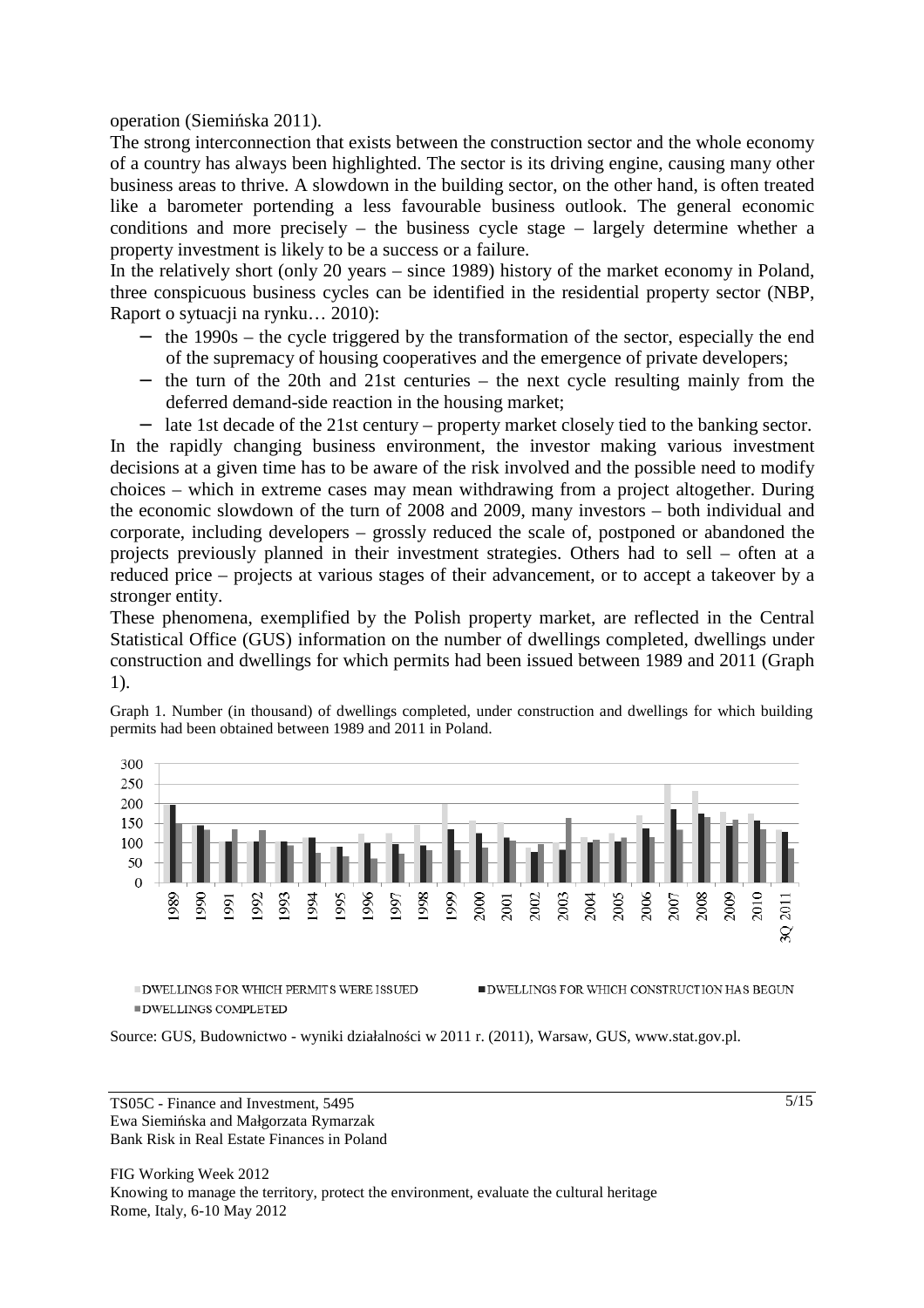operation (Siemińska 2011).

The strong interconnection that exists between the construction sector and the whole economy of a country has always been highlighted. The sector is its driving engine, causing many other business areas to thrive. A slowdown in the building sector, on the other hand, is often treated like a barometer portending a less favourable business outlook. The general economic conditions and more precisely – the business cycle stage – largely determine whether a property investment is likely to be a success or a failure.

In the relatively short (only 20 years – since 1989) history of the market economy in Poland, three conspicuous business cycles can be identified in the residential property sector (NBP, Raport o sytuacji na rynku… 2010):

- the 1990s – the cycle triggered by the transformation of the sector, especially the end of the supremacy of housing cooperatives and the emergence of private developers;
- the turn of the 20th and 21st centuries – the next cycle resulting mainly from the deferred demand-side reaction in the housing market;
- late 1st decade of the 21st century – property market closely tied to the banking sector.

In the rapidly changing business environment, the investor making various investment decisions at a given time has to be aware of the risk involved and the possible need to modify choices – which in extreme cases may mean withdrawing from a project altogether. During the economic slowdown of the turn of 2008 and 2009, many investors – both individual and corporate, including developers – grossly reduced the scale of, postponed or abandoned the projects previously planned in their investment strategies. Others had to sell – often at a reduced price – projects at various stages of their advancement, or to accept a takeover by a stronger entity.

These phenomena, exemplified by the Polish property market, are reflected in the Central Statistical Office (GUS) information on the number of dwellings completed, dwellings under construction and dwellings for which permits had been issued between 1989 and 2011 (Graph 1).

Graph 1. Number (in thousand) of dwellings completed, under construction and dwellings for which building permits had been obtained between 1989 and 2011 in Poland.

Source: GUS, Budownictwo - wyniki działalności w 2011 r. (2011), Warsaw, GUS, www.stat.gov.pl.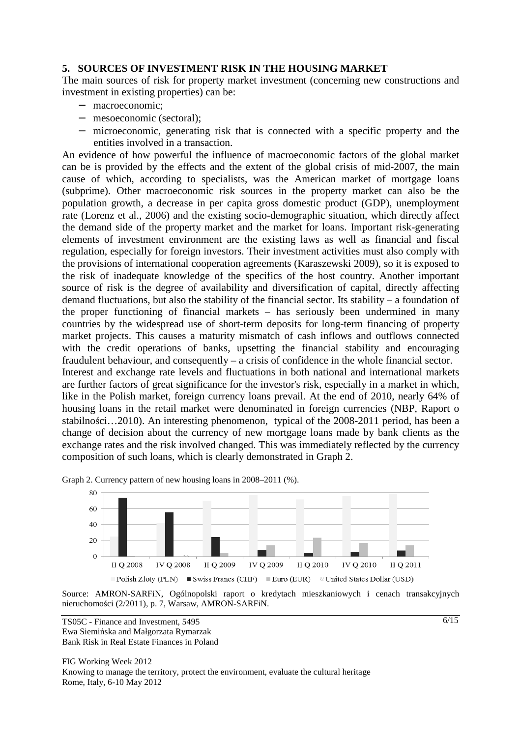## 5. SOURCES OF INVESTMENT RISK IN THE HOUSING MARKET

The main sources of risk for property market investment (concerning new constructions and investment in existing properties) can be:

- macroeconomic;
- mesoeconomic (sectoral);
- microeconomic, generating risk that is connected with a specific property and the entities involved in a transaction.

An evidence of how powerful the influence of macroeconomic factors of the global market can be is provided by the effects and the extent of the global crisis of mid-2007, the main cause of which, according to specialists, was the American market of mortgage loans (subprime). Other macroeconomic risk sources in the property market can also be the population growth, a decrease in per capita gross domestic product (GDP), unemployment rate (Lorenz et al., 2006) and the existing socio-demographic situation, which directly affect the demand side of the property market and the market for loans. Important risk-generating elements of investment environment are the existing laws as well as financial and fiscal regulation, especially for foreign investors. Their investment activities must also comply with the provisions of international cooperation agreements (Karaszewski 2009), so it is exposed to the risk of inadequate knowledge of the specifics of the host country. Another important source of risk is the degree of availability and diversification of capital, directly affecting demand fluctuations, but also the stability of the financial sector. Its stability – a foundation of the proper functioning of financial markets – has seriously been undermined in many countries by the widespread use of short-term deposits for long-term financing of property market projects. This causes a maturity mismatch of cash inflows and outflows connected with the credit operations of banks, upsetting the financial stability and encouraging fraudulent behaviour, and consequently – a crisis of confidence in the whole financial sector.

Interest and exchange rate levels and fluctuations in both national and international markets are further factors of great significance for the investor's risk, especially in a market in which, like in the Polish market, foreign currency loans prevail. At the end of 2010, nearly 64% of housing loans in the retail market were denominated in foreign currencies (NBP, Raport o stabilności…2010). An interesting phenomenon, typical of the 2008-2011 period, has been a change of decision about the currency of new mortgage loans made by bank clients as the exchange rates and the risk involved changed. This was immediately reflected by the currency composition of such loans, which is clearly demonstrated in Graph 2.

Graph 2. Currency pattern of new housing loans in 2008–2011 (%).

Source: AMRON-SARFiN, Ogólnopolski raport o kredytach mieszkaniowych i cenach transakcyjnych nieruchomości (2/2011), p. 7, Warsaw, AMRON-SARFiN.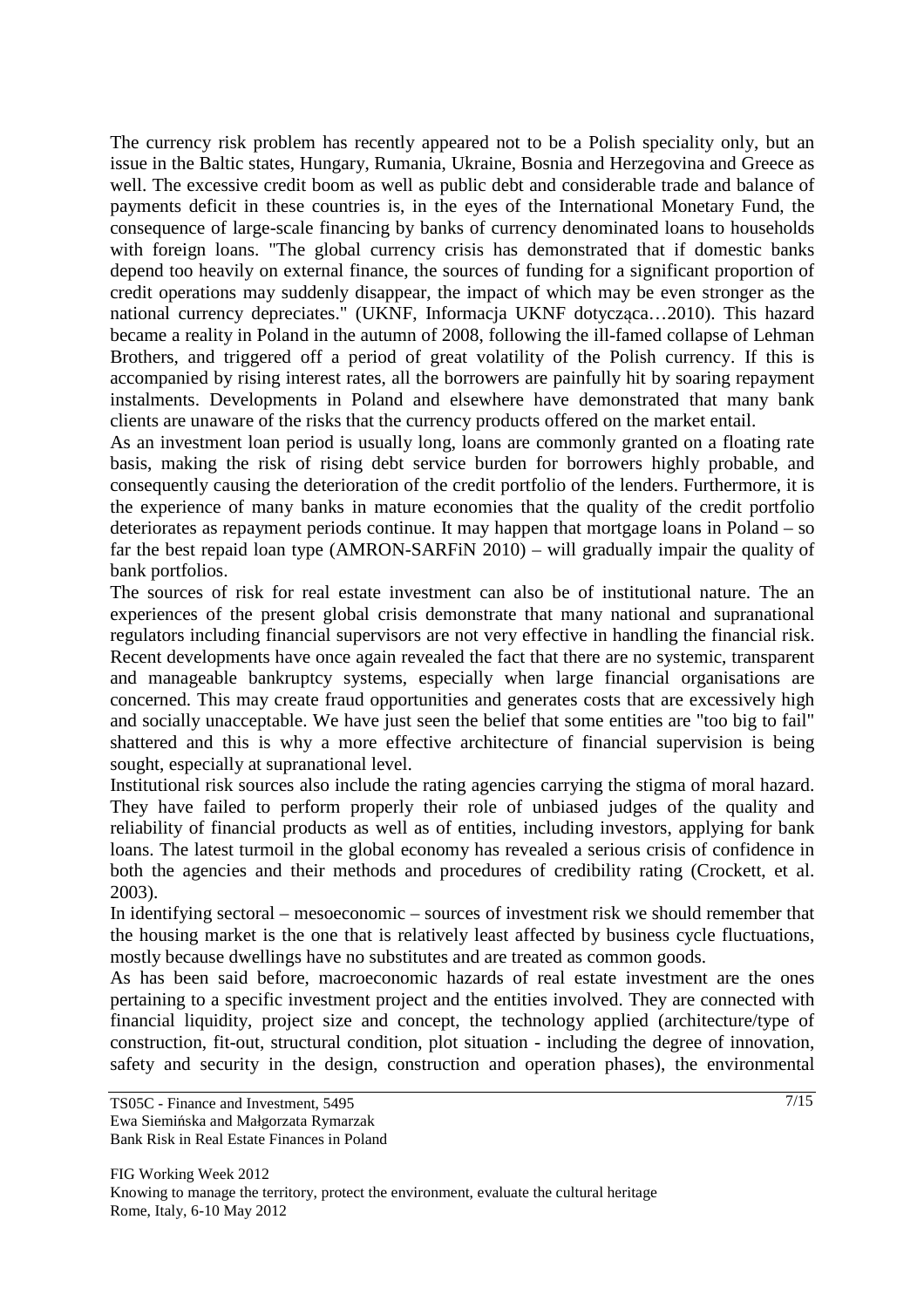The currency risk problem has recently appeared not to be a Polish speciality only, but an issue in the Baltic states, Hungary, Rumania, Ukraine, Bosnia and Herzegovina and Greece as well. The excessive credit boom as well as public debt and considerable trade and balance of payments deficit in these countries is, in the eyes of the International Monetary Fund, the consequence of large-scale financing by banks of currency denominated loans to households with foreign loans. "The global currency crisis has demonstrated that if domestic banks depend too heavily on external finance, the sources of funding for a significant proportion of credit operations may suddenly disappear, the impact of which may be even stronger as the national currency depreciates." (UKNF, Informacja UKNF dotycząca…2010). This hazard became a reality in Poland in the autumn of 2008, following the ill-famed collapse of Lehman Brothers, and triggered off a period of great volatility of the Polish currency. If this is accompanied by rising interest rates, all the borrowers are painfully hit by soaring repayment instalments. Developments in Poland and elsewhere have demonstrated that many bank clients are unaware of the risks that the currency products offered on the market entail.

As an investment loan period is usually long, loans are commonly granted on a floating rate basis, making the risk of rising debt service burden for borrowers highly probable, and consequently causing the deterioration of the credit portfolio of the lenders. Furthermore, it is the experience of many banks in mature economies that the quality of the credit portfolio deteriorates as repayment periods continue. It may happen that mortgage loans in Poland – so far the best repaid loan type (AMRON-SARFiN 2010) – will gradually impair the quality of bank portfolios.

The sources of risk for real estate investment can also be of institutional nature. The an experiences of the present global crisis demonstrate that many national and supranational regulators including financial supervisors are not very effective in handling the financial risk. Recent developments have once again revealed the fact that there are no systemic, transparent and manageable bankruptcy systems, especially when large financial organisations are concerned. This may create fraud opportunities and generates costs that are excessively high and socially unacceptable. We have just seen the belief that some entities are "too big to fail" shattered and this is why a more effective architecture of financial supervision is being sought, especially at supranational level.

Institutional risk sources also include the rating agencies carrying the stigma of moral hazard. They have failed to perform properly their role of unbiased judges of the quality and reliability of financial products as well as of entities, including investors, applying for bank loans. The latest turmoil in the global economy has revealed a serious crisis of confidence in both the agencies and their methods and procedures of credibility rating (Crockett, et al. 2003).

In identifying sectoral – mesoeconomic – sources of investment risk we should remember that the housing market is the one that is relatively least affected by business cycle fluctuations, mostly because dwellings have no substitutes and are treated as common goods.

As has been said before, macroeconomic hazards of real estate investment are the ones pertaining to a specific investment project and the entities involved. They are connected with financial liquidity, project size and concept, the technology applied (architecture/type of construction, fit-out, structural condition, plot situation - including the degree of innovation, safety and security in the design, construction and operation phases), the environmental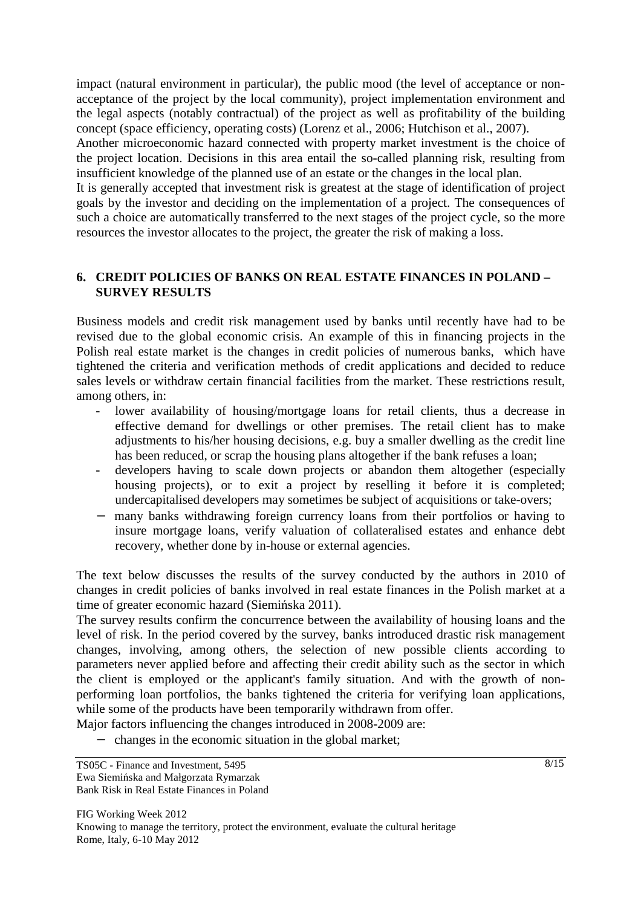impact (natural environment in particular), the public mood (the level of acceptance or non-acceptance of the project by the local community), project implementation environment and the legal aspects (notably contractual) of the project as well as profitability of the building concept (space efficiency, operating costs) (Lorenz et al., 2006; Hutchison et al., 2007).

Another microeconomic hazard connected with property market investment is the choice of the project location. Decisions in this area entail the so-called planning risk, resulting from insufficient knowledge of the planned use of an estate or the changes in the local plan.

It is generally accepted that investment risk is greatest at the stage of identification of project goals by the investor and deciding on the implementation of a project. The consequences of such a choice are automatically transferred to the next stages of the project cycle, so the more resources the investor allocates to the project, the greater the risk of making a loss.

## 6. CREDIT POLICIES OF BANKS ON REAL ESTATE FINANCES IN POLAND – SURVEY RESULTS

Business models and credit risk management used by banks until recently have had to be revised due to the global economic crisis. An example of this in financing projects in the Polish real estate market is the changes in credit policies of numerous banks, which have tightened the criteria and verification methods of credit applications and decided to reduce sales levels or withdraw certain financial facilities from the market. These restrictions result, among others, in:

- lower availability of housing/mortgage loans for retail clients, thus a decrease in effective demand for dwellings or other premises. The retail client has to make adjustments to his/her housing decisions, e.g. buy a smaller dwelling as the credit line has been reduced, or scrap the housing plans altogether if the bank refuses a loan;
- developers having to scale down projects or abandon them altogether (especially housing projects), or to exit a project by reselling it before it is completed; undercapitalised developers may sometimes be subject of acquisitions or take-overs;
- many banks withdrawing foreign currency loans from their portfolios or having to insure mortgage loans, verify valuation of collateralised estates and enhance debt recovery, whether done by in-house or external agencies.

The text below discusses the results of the survey conducted by the authors in 2010 of changes in credit policies of banks involved in real estate finances in the Polish market at a time of greater economic hazard (Siemińska 2011).

The survey results confirm the concurrence between the availability of housing loans and the level of risk. In the period covered by the survey, banks introduced drastic risk management changes, involving, among others, the selection of new possible clients according to parameters never applied before and affecting their credit ability such as the sector in which the client is employed or the applicant's family situation. And with the growth of non-performing loan portfolios, the banks tightened the criteria for verifying loan applications, while some of the products have been temporarily withdrawn from offer.

Major factors influencing the changes introduced in 2008-2009 are:

- changes in the economic situation in the global market;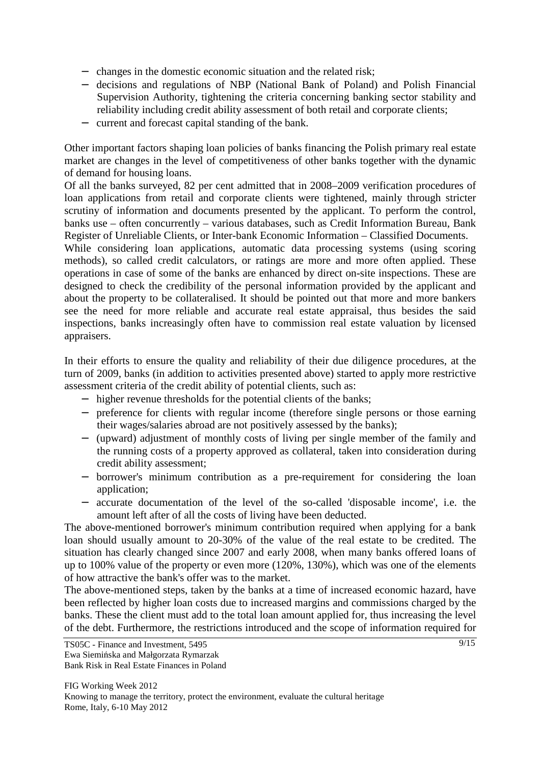- changes in the domestic economic situation and the related risk;
- decisions and regulations of NBP (National Bank of Poland) and Polish Financial Supervision Authority, tightening the criteria concerning banking sector stability and reliability including credit ability assessment of both retail and corporate clients;
- current and forecast capital standing of the bank.

Other important factors shaping loan policies of banks financing the Polish primary real estate market are changes in the level of competitiveness of other banks together with the dynamic of demand for housing loans.

Of all the banks surveyed, 82 per cent admitted that in 2008–2009 verification procedures of loan applications from retail and corporate clients were tightened, mainly through stricter scrutiny of information and documents presented by the applicant. To perform the control, banks use – often concurrently – various databases, such as Credit Information Bureau, Bank Register of Unreliable Clients, or Inter-bank Economic Information – Classified Documents.

While considering loan applications, automatic data processing systems (using scoring methods), so called credit calculators, or ratings are more and more often applied. These operations in case of some of the banks are enhanced by direct on-site inspections. These are designed to check the credibility of the personal information provided by the applicant and about the property to be collateralised. It should be pointed out that more and more bankers see the need for more reliable and accurate real estate appraisal, thus besides the said inspections, banks increasingly often have to commission real estate valuation by licensed appraisers.

In their efforts to ensure the quality and reliability of their due diligence procedures, at the turn of 2009, banks (in addition to activities presented above) started to apply more restrictive assessment criteria of the credit ability of potential clients, such as:

- higher revenue thresholds for the potential clients of the banks;
- preference for clients with regular income (therefore single persons or those earning their wages/salaries abroad are not positively assessed by the banks);
- (upward) adjustment of monthly costs of living per single member of the family and the running costs of a property approved as collateral, taken into consideration during credit ability assessment;
- borrower's minimum contribution as a pre-requirement for considering the loan application;
- accurate documentation of the level of the so-called 'disposable income', i.e. the amount left after of all the costs of living have been deducted.

The above-mentioned borrower's minimum contribution required when applying for a bank loan should usually amount to 20-30% of the value of the real estate to be credited. The situation has clearly changed since 2007 and early 2008, when many banks offered loans of up to 100% value of the property or even more (120%, 130%), which was one of the elements of how attractive the bank's offer was to the market.

The above-mentioned steps, taken by the banks at a time of increased economic hazard, have been reflected by higher loan costs due to increased margins and commissions charged by the banks. These the client must add to the total loan amount applied for, thus increasing the level of the debt. Furthermore, the restrictions introduced and the scope of information required for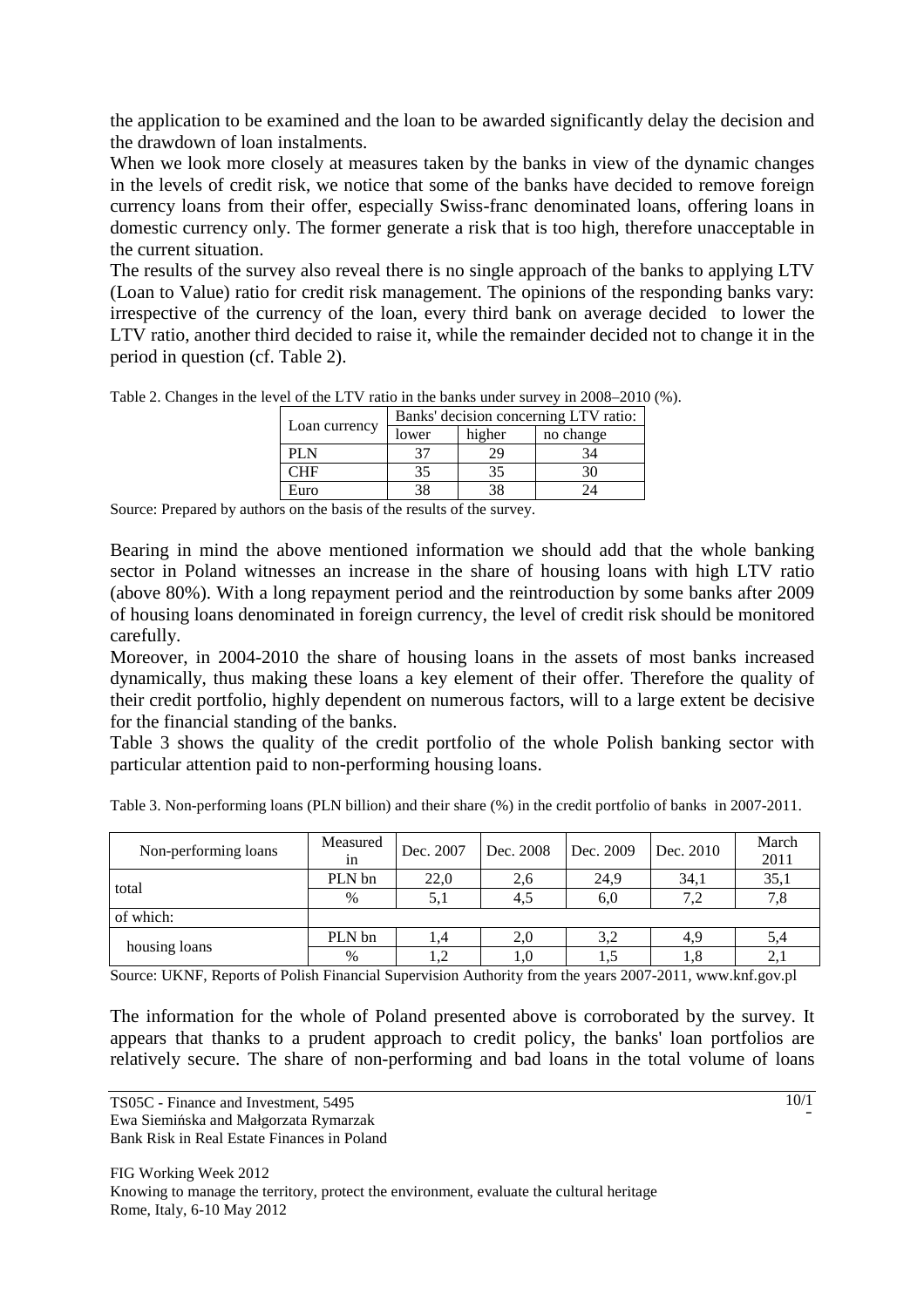the application to be examined and the loan to be awarded significantly delay the decision and the drawdown of loan instalments.

When we look more closely at measures taken by the banks in view of the dynamic changes in the levels of credit risk, we notice that some of the banks have decided to remove foreign currency loans from their offer, especially Swiss-franc denominated loans, offering loans in domestic currency only. The former generate a risk that is too high, therefore unacceptable in the current situation.

The results of the survey also reveal there is no single approach of the banks to applying LTV (Loan to Value) ratio for credit risk management. The opinions of the responding banks vary: irrespective of the currency of the loan, every third bank on average decided to lower the LTV ratio, another third decided to raise it, while the remainder decided not to change it in the period in question (cf. Table 2).

Table 2. Changes in the level of the LTV ratio in the banks under survey in 2008–2010 (%).

| Loan currency | Banks' decision concerning LTV ratio: | | |
|---|---|---|---|
| | lower | higher | no change |
| PLN | 37 | 29 | 34 |
| CHF | 35 | 35 | 30 |
| Euro | 38 | 38 | 24 |

Source: Prepared by authors on the basis of the results of the survey.

Bearing in mind the above mentioned information we should add that the whole banking sector in Poland witnesses an increase in the share of housing loans with high LTV ratio (above 80%). With a long repayment period and the reintroduction by some banks after 2009 of housing loans denominated in foreign currency, the level of credit risk should be monitored carefully.

Moreover, in 2004-2010 the share of housing loans in the assets of most banks increased dynamically, thus making these loans a key element of their offer. Therefore the quality of their credit portfolio, highly dependent on numerous factors, will to a large extent be decisive for the financial standing of the banks.

Table 3 shows the quality of the credit portfolio of the whole Polish banking sector with particular attention paid to non-performing housing loans.

Table 3. Non-performing loans (PLN billion) and their share (%) in the credit portfolio of banks in 2007-2011.

| Non-performing loans | Measured in | Dec. 2007 | Dec. 2008 | Dec. 2009 | Dec. 2010 | March 2011 |
|---|---|---|---|---|---|---|
| total | PLN bn | 22,0 | 2,6 | 24,9 | 34,1 | 35,1 |
| | % | 5,1 | 4,5 | 6,0 | 7,2 | 7,8 |
| of which: | | | | | | |
| housing loans | PLN bn | 1,4 | 2,0 | 3,2 | 4,9 | 5,4 |
| | % | 1,2 | 1,0 | 1,5 | 1,8 | 2,1 |

Source: UKNF, Reports of Polish Financial Supervision Authority from the years 2007-2011, www.knf.gov.pl

The information for the whole of Poland presented above is corroborated by the survey. It appears that thanks to a prudent approach to credit policy, the banks' loan portfolios are relatively secure. The share of non-performing and bad loans in the total volume of loans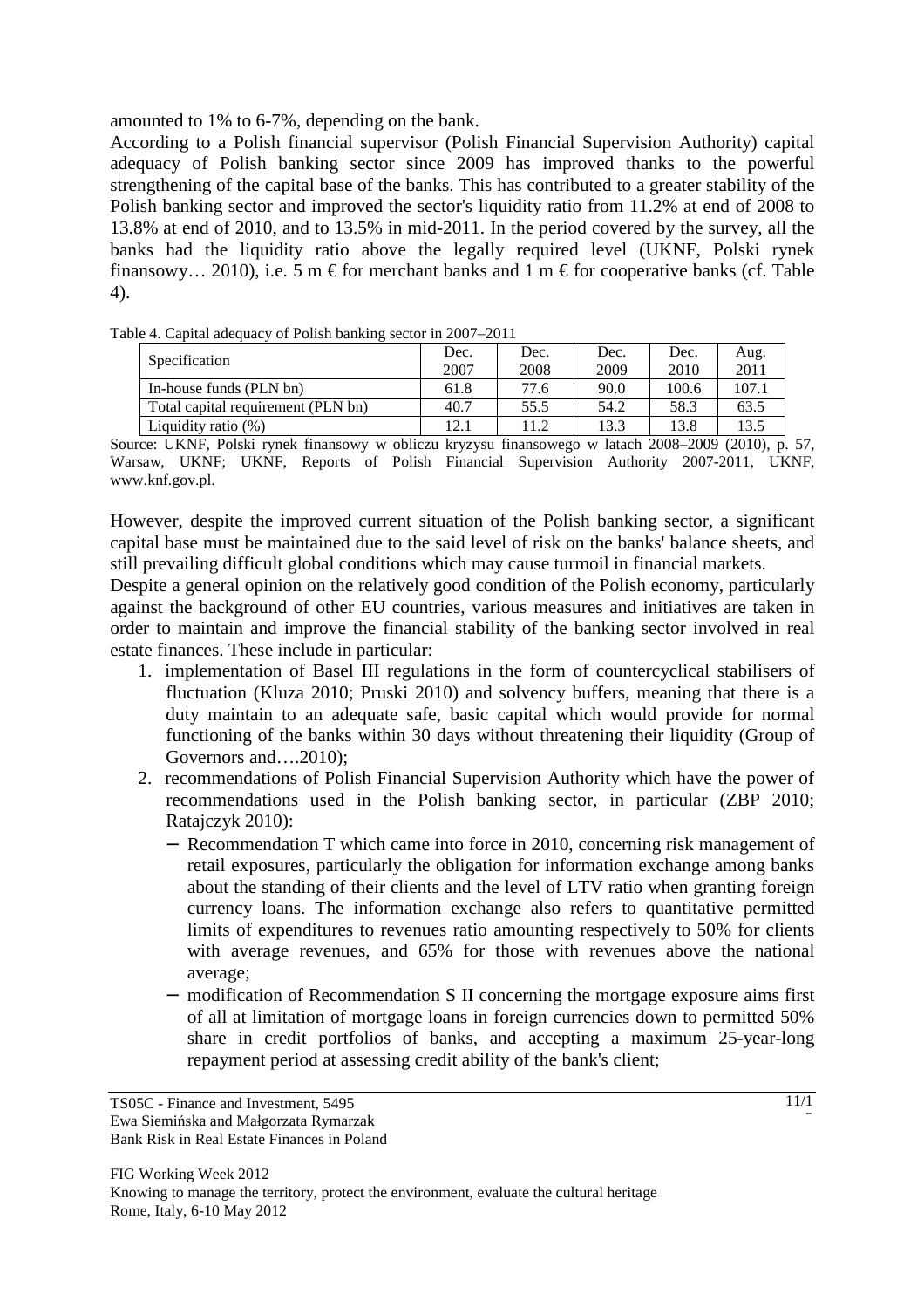amounted to 1% to 6-7%, depending on the bank.

According to a Polish financial supervisor (Polish Financial Supervision Authority) capital adequacy of Polish banking sector since 2009 has improved thanks to the powerful strengthening of the capital base of the banks. This has contributed to a greater stability of the Polish banking sector and improved the sector's liquidity ratio from 11.2% at end of 2008 to 13.8% at end of 2010, and to 13.5% in mid-2011. In the period covered by the survey, all the banks had the liquidity ratio above the legally required level (UKNF, Polski rynek finansowy… 2010), i.e. 5 m € for merchant banks and 1 m € for cooperative banks (cf. Table 4).

Table 4. Capital adequacy of Polish banking sector in 2007–2011

| Specification | Dec. 2007 | Dec. 2008 | Dec. 2009 | Dec. 2010 | Aug. 2011 |
|---|---|---|---|---|---|
| In-house funds (PLN bn) | 61.8 | 77.6 | 90.0 | 100.6 | 107.1 |
| Total capital requirement (PLN bn) | 40.7 | 55.5 | 54.2 | 58.3 | 63.5 |
| Liquidity ratio (%) | 12.1 | 11.2 | 13.3 | 13.8 | 13.5 |

Source: UKNF, Polski rynek finansowy w obliczu kryzysu finansowego w latach 2008–2009 (2010), p. 57, Warsaw, UKNF; UKNF, Reports of Polish Financial Supervision Authority 2007-2011, UKNF, www.knf.gov.pl.

However, despite the improved current situation of the Polish banking sector, a significant capital base must be maintained due to the said level of risk on the banks' balance sheets, and still prevailing difficult global conditions which may cause turmoil in financial markets.

Despite a general opinion on the relatively good condition of the Polish economy, particularly against the background of other EU countries, various measures and initiatives are taken in order to maintain and improve the financial stability of the banking sector involved in real estate finances. These include in particular:

1. implementation of Basel III regulations in the form of countercyclical stabilisers of fluctuation (Kluza 2010; Pruski 2010) and solvency buffers, meaning that there is a duty maintain to an adequate safe, basic capital which would provide for normal functioning of the banks within 30 days without threatening their liquidity (Group of Governors and….2010);
2. recommendations of Polish Financial Supervision Authority which have the power of recommendations used in the Polish banking sector, in particular (ZBP 2010; Ratajczyk 2010):
   - Recommendation T which came into force in 2010, concerning risk management of retail exposures, particularly the obligation for information exchange among banks about the standing of their clients and the level of LTV ratio when granting foreign currency loans. The information exchange also refers to quantitative permitted limits of expenditures to revenues ratio amounting respectively to 50% for clients with average revenues, and 65% for those with revenues above the national average;
   - modification of Recommendation S II concerning the mortgage exposure aims first of all at limitation of mortgage loans in foreign currencies down to permitted 50% share in credit portfolios of banks, and accepting a maximum 25-year-long repayment period at assessing credit ability of the bank's client;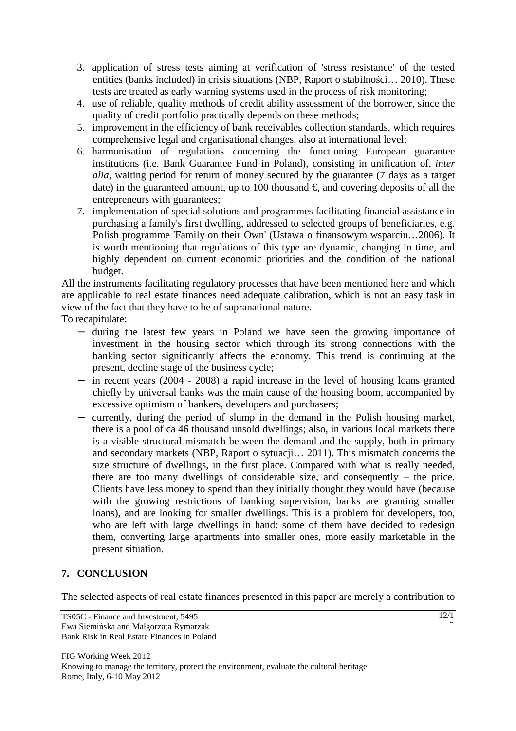3. application of stress tests aiming at verification of 'stress resistance' of the tested entities (banks included) in crisis situations (NBP, Raport o stabilności… 2010). These tests are treated as early warning systems used in the process of risk monitoring;
4. use of reliable, quality methods of credit ability assessment of the borrower, since the quality of credit portfolio practically depends on these methods;
5. improvement in the efficiency of bank receivables collection standards, which requires comprehensive legal and organisational changes, also at international level;
6. harmonisation of regulations concerning the functioning European guarantee institutions (i.e. Bank Guarantee Fund in Poland), consisting in unification of, *inter alia*, waiting period for return of money secured by the guarantee (7 days as a target date) in the guaranteed amount, up to 100 thousand €, and covering deposits of all the entrepreneurs with guarantees;
7. implementation of special solutions and programmes facilitating financial assistance in purchasing a family's first dwelling, addressed to selected groups of beneficiaries, e.g. Polish programme 'Family on their Own' (Ustawa o finansowym wsparciu…2006). It is worth mentioning that regulations of this type are dynamic, changing in time, and highly dependent on current economic priorities and the condition of the national budget.

All the instruments facilitating regulatory processes that have been mentioned here and which are applicable to real estate finances need adequate calibration, which is not an easy task in view of the fact that they have to be of supranational nature.

To recapitulate:

- during the latest few years in Poland we have seen the growing importance of investment in the housing sector which through its strong connections with the banking sector significantly affects the economy. This trend is continuing at the present, decline stage of the business cycle;
- in recent years (2004 - 2008) a rapid increase in the level of housing loans granted chiefly by universal banks was the main cause of the housing boom, accompanied by excessive optimism of bankers, developers and purchasers;
- currently, during the period of slump in the demand in the Polish housing market, there is a pool of ca 46 thousand unsold dwellings; also, in various local markets there is a visible structural mismatch between the demand and the supply, both in primary and secondary markets (NBP, Raport o sytuacji… 2011). This mismatch concerns the size structure of dwellings, in the first place. Compared with what is really needed, there are too many dwellings of considerable size, and consequently – the price. Clients have less money to spend than they initially thought they would have (because with the growing restrictions of banking supervision, banks are granting smaller loans), and are looking for smaller dwellings. This is a problem for developers, too, who are left with large dwellings in hand: some of them have decided to redesign them, converting large apartments into smaller ones, more easily marketable in the present situation.

## 7. CONCLUSION

The selected aspects of real estate finances presented in this paper are merely a contribution to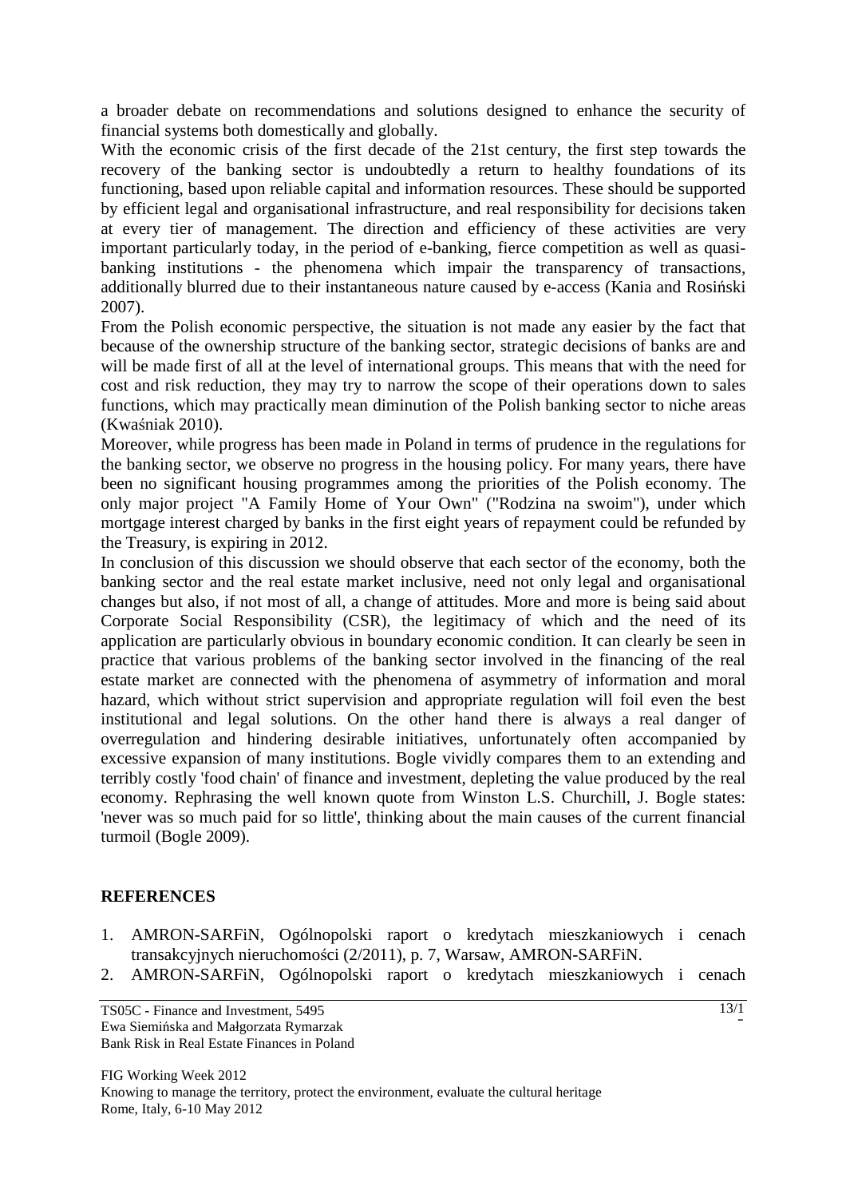a broader debate on recommendations and solutions designed to enhance the security of financial systems both domestically and globally.

With the economic crisis of the first decade of the 21st century, the first step towards the recovery of the banking sector is undoubtedly a return to healthy foundations of its functioning, based upon reliable capital and information resources. These should be supported by efficient legal and organisational infrastructure, and real responsibility for decisions taken at every tier of management. The direction and efficiency of these activities are very important particularly today, in the period of e-banking, fierce competition as well as quasi-banking institutions - the phenomena which impair the transparency of transactions, additionally blurred due to their instantaneous nature caused by e-access (Kania and Rosiński 2007).

From the Polish economic perspective, the situation is not made any easier by the fact that because of the ownership structure of the banking sector, strategic decisions of banks are and will be made first of all at the level of international groups. This means that with the need for cost and risk reduction, they may try to narrow the scope of their operations down to sales functions, which may practically mean diminution of the Polish banking sector to niche areas (Kwaśniak 2010).

Moreover, while progress has been made in Poland in terms of prudence in the regulations for the banking sector, we observe no progress in the housing policy. For many years, there have been no significant housing programmes among the priorities of the Polish economy. The only major project "A Family Home of Your Own" ("Rodzina na swoim"), under which mortgage interest charged by banks in the first eight years of repayment could be refunded by the Treasury, is expiring in 2012.

In conclusion of this discussion we should observe that each sector of the economy, both the banking sector and the real estate market inclusive, need not only legal and organisational changes but also, if not most of all, a change of attitudes. More and more is being said about Corporate Social Responsibility (CSR), the legitimacy of which and the need of its application are particularly obvious in boundary economic condition. It can clearly be seen in practice that various problems of the banking sector involved in the financing of the real estate market are connected with the phenomena of asymmetry of information and moral hazard, which without strict supervision and appropriate regulation will foil even the best institutional and legal solutions. On the other hand there is always a real danger of overregulation and hindering desirable initiatives, unfortunately often accompanied by excessive expansion of many institutions. Bogle vividly compares them to an extending and terribly costly 'food chain' of finance and investment, depleting the value produced by the real economy. Rephrasing the well known quote from Winston L.S. Churchill, J. Bogle states: 'never was so much paid for so little', thinking about the main causes of the current financial turmoil (Bogle 2009).

## REFERENCES

1. AMRON-SARFiN, Ogólnopolski raport o kredytach mieszkaniowych i cenach transakcyjnych nieruchomości (2/2011), p. 7, Warsaw, AMRON-SARFiN.
2. AMRON-SARFiN, Ogólnopolski raport o kredytach mieszkaniowych i cenach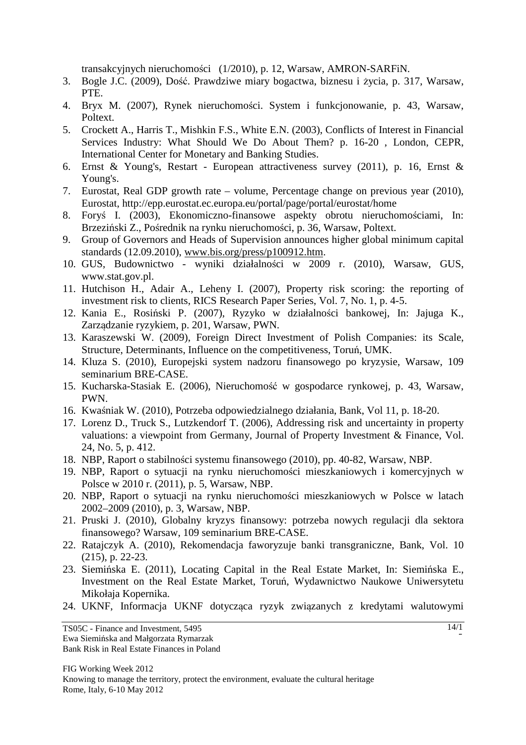transakcyjnych nieruchomości (1/2010), p. 12, Warsaw, AMRON-SARFiN.

3. Bogle J.C. (2009), Dość. Prawdziwe miary bogactwa, biznesu i życia, p. 317, Warsaw, PTE.
4. Bryx M. (2007), Rynek nieruchomości. System i funkcjonowanie, p. 43, Warsaw, Poltext.
5. Crockett A., Harris T., Mishkin F.S., White E.N. (2003), Conflicts of Interest in Financial Services Industry: What Should We Do About Them? p. 16-20 , London, CEPR, International Center for Monetary and Banking Studies.
6. Ernst & Young's, Restart - European attractiveness survey (2011), p. 16, Ernst & Young's.
7. Eurostat, Real GDP growth rate – volume, Percentage change on previous year (2010), Eurostat, http://epp.eurostat.ec.europa.eu/portal/page/portal/eurostat/home
8. Foryś I. (2003), Ekonomiczno-finansowe aspekty obrotu nieruchomościami, In: Brzeziński Z., Pośrednik na rynku nieruchomości, p. 36, Warsaw, Poltext.
9. Group of Governors and Heads of Supervision announces higher global minimum capital standards (12.09.2010), www.bis.org/press/p100912.htm.
10. GUS, Budownictwo - wyniki działalności w 2009 r. (2010), Warsaw, GUS, www.stat.gov.pl.
11. Hutchison H., Adair A., Leheny I. (2007), Property risk scoring: the reporting of investment risk to clients, RICS Research Paper Series, Vol. 7, No. 1, p. 4-5.
12. Kania E., Rosiński P. (2007), Ryzyko w działalności bankowej, In: Jajuga K., Zarządzanie ryzykiem, p. 201, Warsaw, PWN.
13. Karaszewski W. (2009), Foreign Direct Investment of Polish Companies: its Scale, Structure, Determinants, Influence on the competitiveness, Toruń, UMK.
14. Kluza S. (2010), Europejski system nadzoru finansowego po kryzysie, Warsaw, 109 seminarium BRE-CASE.
15. Kucharska-Stasiak E. (2006), Nieruchomość w gospodarce rynkowej, p. 43, Warsaw, PWN.
16. Kwaśniak W. (2010), Potrzeba odpowiedzialnego działania, Bank, Vol 11, p. 18-20.
17. Lorenz D., Truck S., Lutzkendorf T. (2006), Addressing risk and uncertainty in property valuations: a viewpoint from Germany, Journal of Property Investment & Finance, Vol. 24, No. 5, p. 412.
18. NBP, Raport o stabilności systemu finansowego (2010), pp. 40-82, Warsaw, NBP.
19. NBP, Raport o sytuacji na rynku nieruchomości mieszkaniowych i komercyjnych w Polsce w 2010 r. (2011), p. 5, Warsaw, NBP.
20. NBP, Raport o sytuacji na rynku nieruchomości mieszkaniowych w Polsce w latach 2002–2009 (2010), p. 3, Warsaw, NBP.
21. Pruski J. (2010), Globalny kryzys finansowy: potrzeba nowych regulacji dla sektora finansowego? Warsaw, 109 seminarium BRE-CASE.
22. Ratajczyk A. (2010), Rekomendacja faworyzuje banki transgraniczne, Bank, Vol. 10 (215), p. 22-23.
23. Siemińska E. (2011), Locating Capital in the Real Estate Market, In: Siemińska E., Investment on the Real Estate Market, Toruń, Wydawnictwo Naukowe Uniwersytetu Mikołaja Kopernika.
24. UKNF, Informacja UKNF dotycząca ryzyk związanych z kredytami walutowymi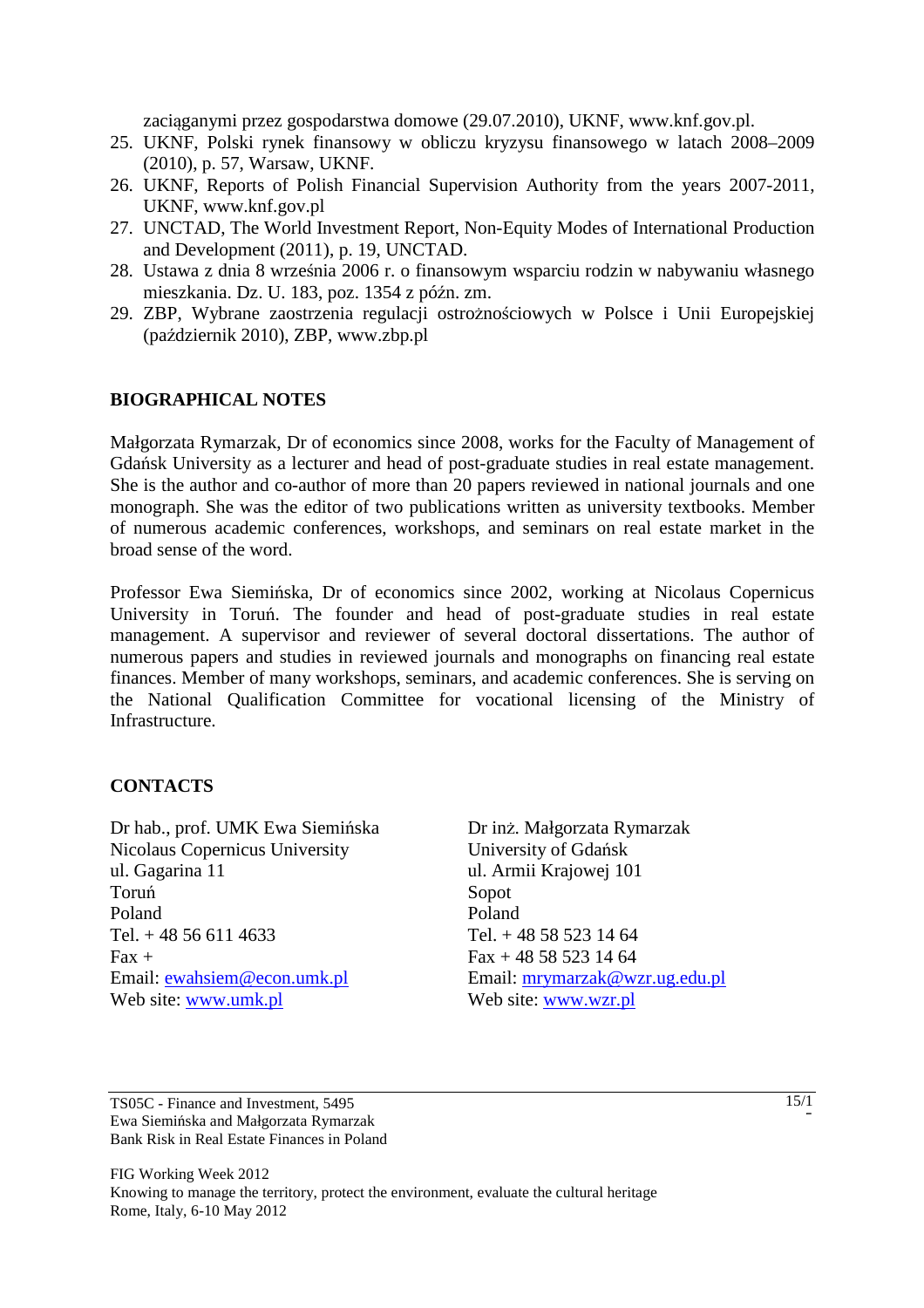zaciąganymi przez gospodarstwa domowe (29.07.2010), UKNF, www.knf.gov.pl.

25. UKNF, Polski rynek finansowy w obliczu kryzysu finansowego w latach 2008–2009 (2010), p. 57, Warsaw, UKNF.
26. UKNF, Reports of Polish Financial Supervision Authority from the years 2007-2011, UKNF, www.knf.gov.pl
27. UNCTAD, The World Investment Report, Non-Equity Modes of International Production and Development (2011), p. 19, UNCTAD.
28. Ustawa z dnia 8 września 2006 r. o finansowym wsparciu rodzin w nabywaniu własnego mieszkania. Dz. U. 183, poz. 1354 z późn. zm.
29. ZBP, Wybrane zaostrzenia regulacji ostrożnościowych w Polsce i Unii Europejskiej (październik 2010), ZBP, www.zbp.pl

## BIOGRAPHICAL NOTES

Małgorzata Rymarzak, Dr of economics since 2008, works for the Faculty of Management of Gdańsk University as a lecturer and head of post-graduate studies in real estate management. She is the author and co-author of more than 20 papers reviewed in national journals and one monograph. She was the editor of two publications written as university textbooks. Member of numerous academic conferences, workshops, and seminars on real estate market in the broad sense of the word.

Professor Ewa Siemińska, Dr of economics since 2002, working at Nicolaus Copernicus University in Toruń. The founder and head of post-graduate studies in real estate management. A supervisor and reviewer of several doctoral dissertations. The author of numerous papers and studies in reviewed journals and monographs on financing real estate finances. Member of many workshops, seminars, and academic conferences. She is serving on the National Qualification Committee for vocational licensing of the Ministry of Infrastructure.

## CONTACTS

Dr hab., prof. UMK Ewa Siemińska
Nicolaus Copernicus University
ul. Gagarina 11
Toruń
Poland
Tel. + 48 56 611 4633
Fax +
Email: ewahsiem@econ.umk.pl
Web site: www.umk.pl

Dr inż. Małgorzata Rymarzak
University of Gdańsk
ul. Armii Krajowej 101
Sopot
Poland
Tel. + 48 58 523 14 64
Fax + 48 58 523 14 64
Email: mrymarzak@wzr.ug.edu.pl
Web site: www.wzr.pl